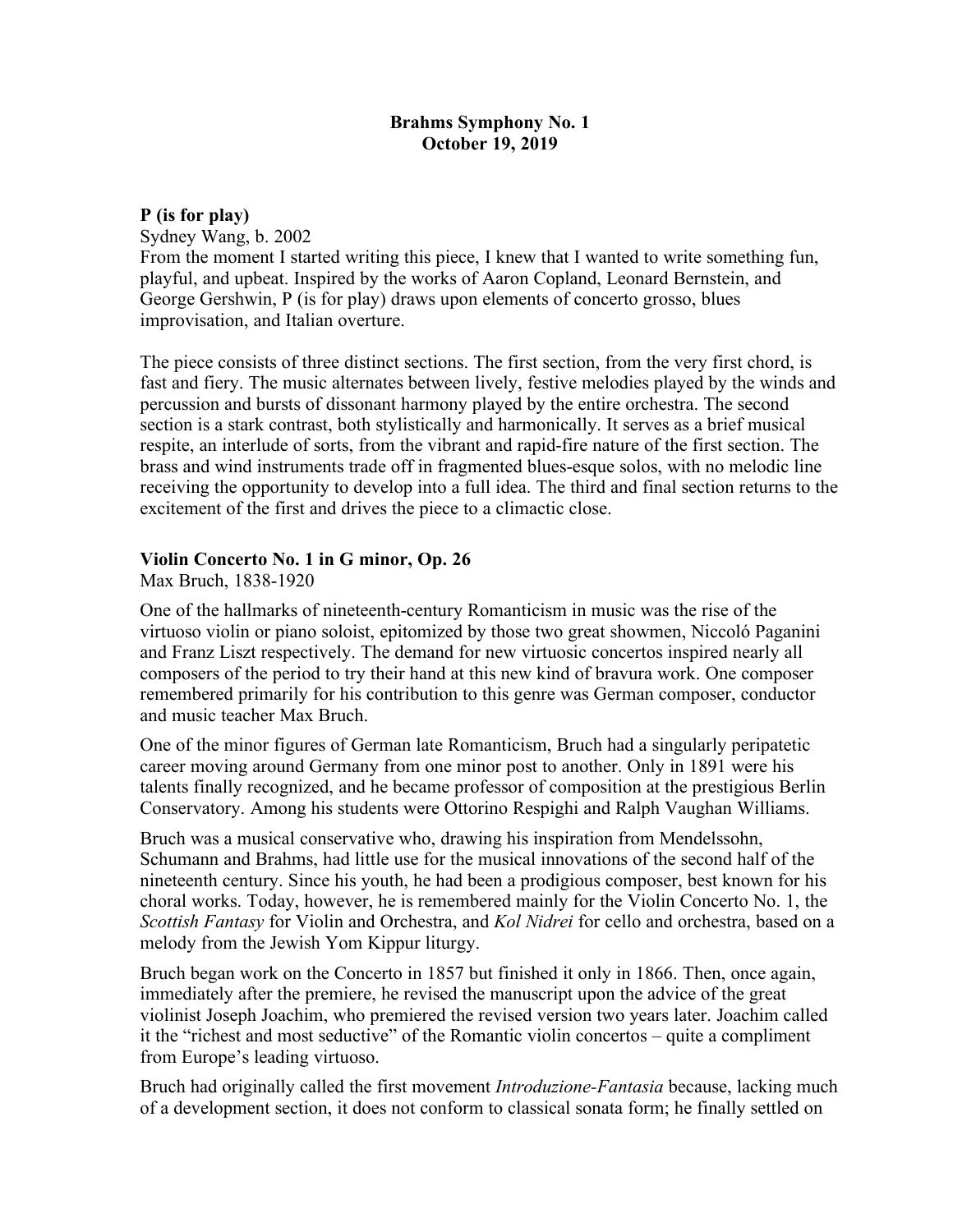**Brahms Symphony No. 1**
**October 19, 2019**

**P (is for play)**

Sydney Wang, b. 2002

From the moment I started writing this piece, I knew that I wanted to write something fun, playful, and upbeat. Inspired by the works of Aaron Copland, Leonard Bernstein, and George Gershwin, P (is for play) draws upon elements of concerto grosso, blues improvisation, and Italian overture.

The piece consists of three distinct sections. The first section, from the very first chord, is fast and fiery. The music alternates between lively, festive melodies played by the winds and percussion and bursts of dissonant harmony played by the entire orchestra. The second section is a stark contrast, both stylistically and harmonically. It serves as a brief musical respite, an interlude of sorts, from the vibrant and rapid-fire nature of the first section. The brass and wind instruments trade off in fragmented blues-esque solos, with no melodic line receiving the opportunity to develop into a full idea. The third and final section returns to the excitement of the first and drives the piece to a climactic close.

**Violin Concerto No. 1 in G minor, Op. 26**

Max Bruch, 1838-1920

One of the hallmarks of nineteenth-century Romanticism in music was the rise of the virtuoso violin or piano soloist, epitomized by those two great showmen, Niccoló Paganini and Franz Liszt respectively. The demand for new virtuosic concertos inspired nearly all composers of the period to try their hand at this new kind of bravura work. One composer remembered primarily for his contribution to this genre was German composer, conductor and music teacher Max Bruch.

One of the minor figures of German late Romanticism, Bruch had a singularly peripatetic career moving around Germany from one minor post to another. Only in 1891 were his talents finally recognized, and he became professor of composition at the prestigious Berlin Conservatory. Among his students were Ottorino Respighi and Ralph Vaughan Williams.

Bruch was a musical conservative who, drawing his inspiration from Mendelssohn, Schumann and Brahms, had little use for the musical innovations of the second half of the nineteenth century. Since his youth, he had been a prodigious composer, best known for his choral works. Today, however, he is remembered mainly for the Violin Concerto No. 1, the *Scottish Fantasy* for Violin and Orchestra, and *Kol Nidrei* for cello and orchestra, based on a melody from the Jewish Yom Kippur liturgy.

Bruch began work on the Concerto in 1857 but finished it only in 1866. Then, once again, immediately after the premiere, he revised the manuscript upon the advice of the great violinist Joseph Joachim, who premiered the revised version two years later. Joachim called it the "richest and most seductive" of the Romantic violin concertos – quite a compliment from Europe's leading virtuoso.

Bruch had originally called the first movement *Introduzione-Fantasia* because, lacking much of a development section, it does not conform to classical sonata form; he finally settled on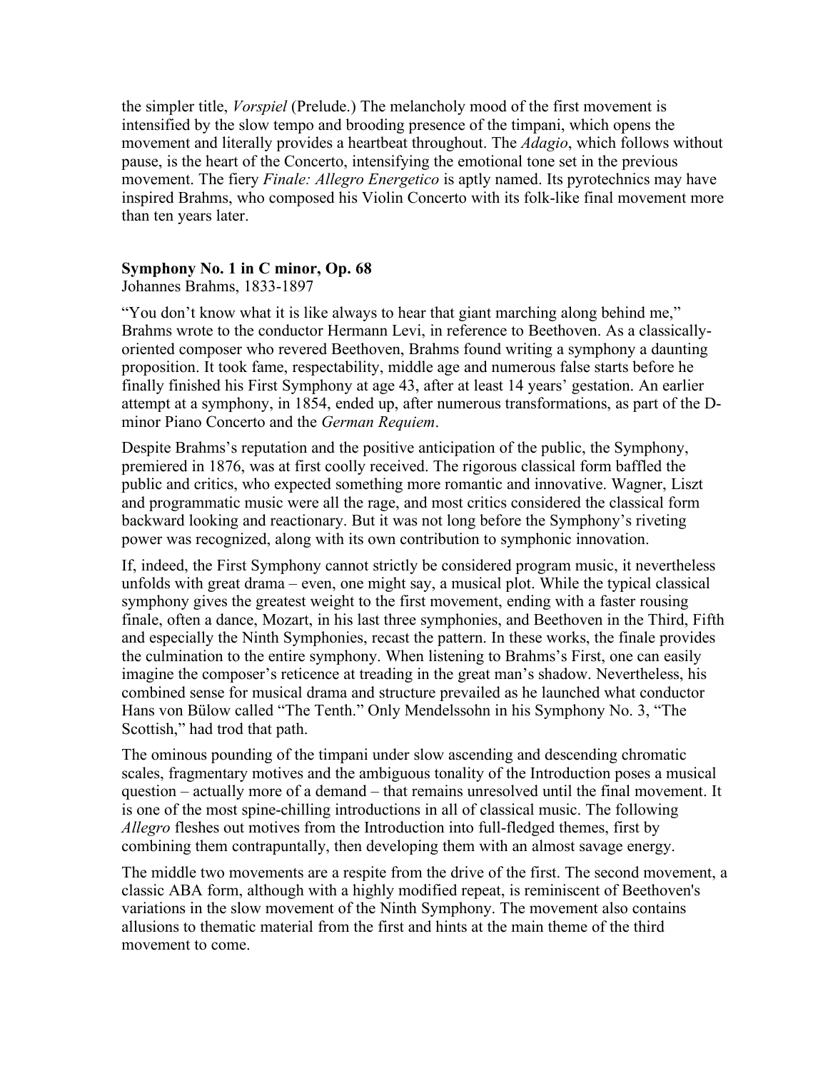the simpler title, *Vorspiel* (Prelude.) The melancholy mood of the first movement is intensified by the slow tempo and brooding presence of the timpani, which opens the movement and literally provides a heartbeat throughout. The *Adagio*, which follows without pause, is the heart of the Concerto, intensifying the emotional tone set in the previous movement. The fiery *Finale: Allegro Energetico* is aptly named. Its pyrotechnics may have inspired Brahms, who composed his Violin Concerto with its folk-like final movement more than ten years later.

**Symphony No. 1 in C minor, Op. 68**
Johannes Brahms, 1833-1897

"You don't know what it is like always to hear that giant marching along behind me," Brahms wrote to the conductor Hermann Levi, in reference to Beethoven. As a classically-oriented composer who revered Beethoven, Brahms found writing a symphony a daunting proposition. It took fame, respectability, middle age and numerous false starts before he finally finished his First Symphony at age 43, after at least 14 years' gestation. An earlier attempt at a symphony, in 1854, ended up, after numerous transformations, as part of the D-minor Piano Concerto and the *German Requiem*.

Despite Brahms's reputation and the positive anticipation of the public, the Symphony, premiered in 1876, was at first coolly received. The rigorous classical form baffled the public and critics, who expected something more romantic and innovative. Wagner, Liszt and programmatic music were all the rage, and most critics considered the classical form backward looking and reactionary. But it was not long before the Symphony's riveting power was recognized, along with its own contribution to symphonic innovation.

If, indeed, the First Symphony cannot strictly be considered program music, it nevertheless unfolds with great drama – even, one might say, a musical plot. While the typical classical symphony gives the greatest weight to the first movement, ending with a faster rousing finale, often a dance, Mozart, in his last three symphonies, and Beethoven in the Third, Fifth and especially the Ninth Symphonies, recast the pattern. In these works, the finale provides the culmination to the entire symphony. When listening to Brahms's First, one can easily imagine the composer's reticence at treading in the great man's shadow. Nevertheless, his combined sense for musical drama and structure prevailed as he launched what conductor Hans von Bülow called "The Tenth." Only Mendelssohn in his Symphony No. 3, "The Scottish," had trod that path.

The ominous pounding of the timpani under slow ascending and descending chromatic scales, fragmentary motives and the ambiguous tonality of the Introduction poses a musical question – actually more of a demand – that remains unresolved until the final movement. It is one of the most spine-chilling introductions in all of classical music. The following *Allegro* fleshes out motives from the Introduction into full-fledged themes, first by combining them contrapuntally, then developing them with an almost savage energy.

The middle two movements are a respite from the drive of the first. The second movement, a classic ABA form, although with a highly modified repeat, is reminiscent of Beethoven's variations in the slow movement of the Ninth Symphony. The movement also contains allusions to thematic material from the first and hints at the main theme of the third movement to come.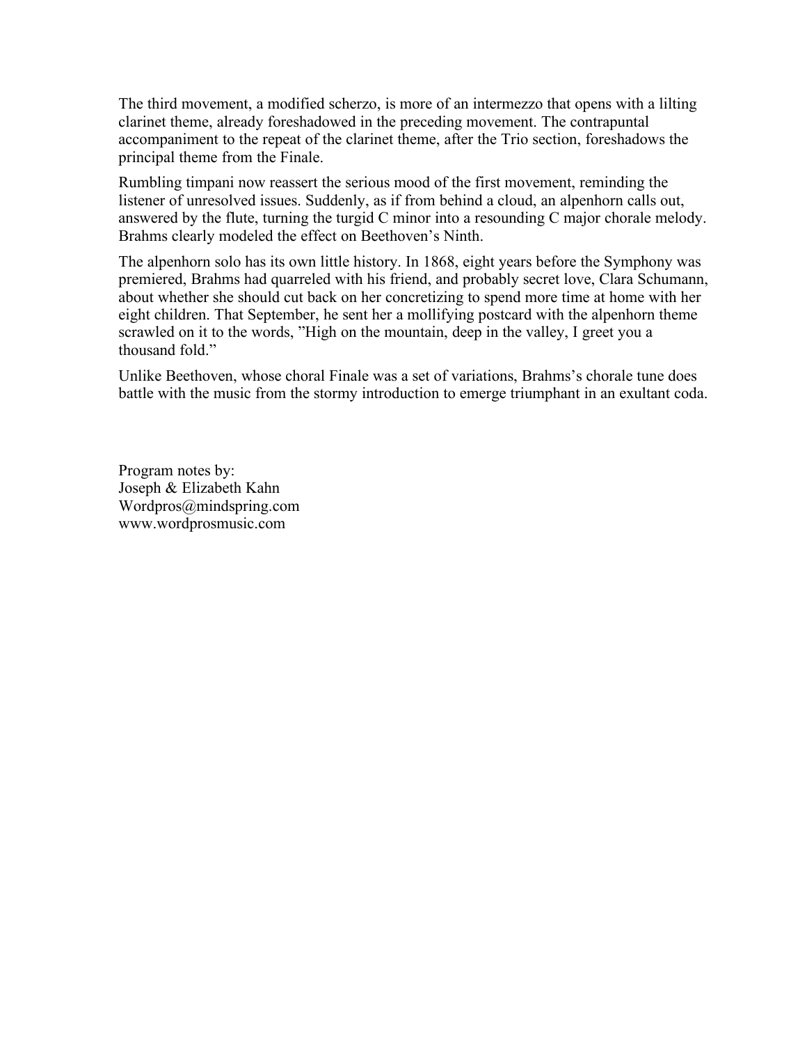The third movement, a modified scherzo, is more of an intermezzo that opens with a lilting clarinet theme, already foreshadowed in the preceding movement. The contrapuntal accompaniment to the repeat of the clarinet theme, after the Trio section, foreshadows the principal theme from the Finale.

Rumbling timpani now reassert the serious mood of the first movement, reminding the listener of unresolved issues. Suddenly, as if from behind a cloud, an alpenhorn calls out, answered by the flute, turning the turgid C minor into a resounding C major chorale melody. Brahms clearly modeled the effect on Beethoven's Ninth.

The alpenhorn solo has its own little history. In 1868, eight years before the Symphony was premiered, Brahms had quarreled with his friend, and probably secret love, Clara Schumann, about whether she should cut back on her concretizing to spend more time at home with her eight children. That September, he sent her a mollifying postcard with the alpenhorn theme scrawled on it to the words, "High on the mountain, deep in the valley, I greet you a thousand fold."

Unlike Beethoven, whose choral Finale was a set of variations, Brahms's chorale tune does battle with the music from the stormy introduction to emerge triumphant in an exultant coda.

Program notes by:
Joseph & Elizabeth Kahn
Wordpros@mindspring.com
www.wordprosmusic.com